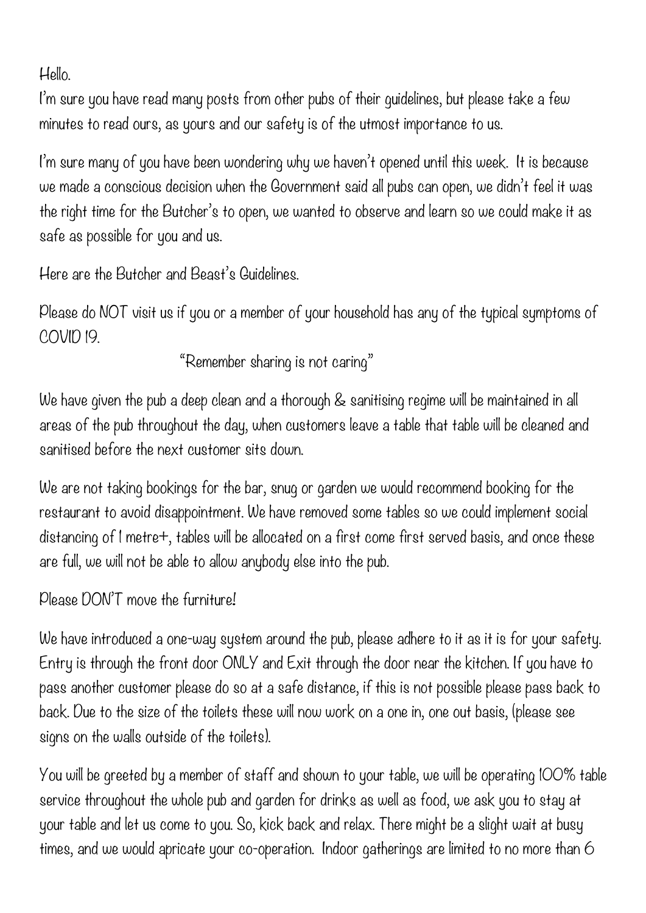Hello.

I'm sure you have read many posts from other pubs of their guidelines, but please take a few minutes to read ours, as yours and our safety is of the utmost importance to us.

I'm sure many of you have been wondering why we haven't opened until this week. It is because we made a conscious decision when the Government said all pubs can open, we didn't feel it was the right time for the Butcher's to open, we wanted to observe and learn so we could make it as safe as possible for you and us.

Here are the Butcher and Beast's Guidelines.

Please do NOT visit us if you or a member of your household has any of the typical symptoms of COVID 19.

"Remember sharing is not caring"

We have given the pub a deep clean and a thorough & sanitising regime will be maintained in all areas of the pub throughout the day, when customers leave a table that table will be cleaned and sanitised before the next customer sits down.

We are not taking bookings for the bar, snug or garden we would recommend booking for the restaurant to avoid disappointment. We have removed some tables so we could implement social distancing of 1 metre+, tables will be allocated on a first come first served basis, and once these are full, we will not be able to allow anybody else into the pub.

Please DON'T move the furniture!

We have introduced a one-way system around the pub, please adhere to it as it is for your safety. Entry is through the front door ONLY and Exit through the door near the kitchen. If you have to pass another customer please do so at a safe distance, if this is not possible please pass back to back. Due to the size of the toilets these will now work on a one in, one out basis, (please see signs on the walls outside of the toilets).

You will be greeted by a member of staff and shown to your table, we will be operating 100% table service throughout the whole pub and garden for drinks as well as food, we ask you to stay at your table and let us come to you. So, kick back and relax. There might be a slight wait at busy times, and we would apricate your co-operation. Indoor gatherings are limited to no more than 6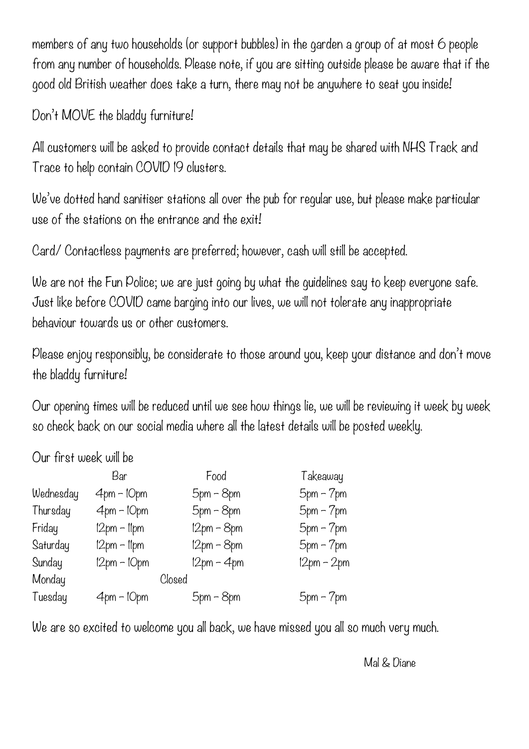members of any two households (or support bubbles) in the garden a group of at most 6 people from any number of households. Please note, if you are sitting outside please be aware that if the good old British weather does take a turn, there may not be anywhere to seat you inside!

Don't MOVE the bladdy furniture!

All customers will be asked to provide contact details that may be shared with NHS Track and Trace to help contain COVID 19 clusters.

We've dotted hand sanitiser stations all over the pub for regular use, but please make particular use of the stations on the entrance and the exit!

Card/ Contactless payments are preferred; however, cash will still be accepted.

We are not the Fun Police; we are just going by what the guidelines say to keep everyone safe. Just like before COVID came barging into our lives, we will not tolerate any inappropriate behaviour towards us or other customers.

Please enjoy responsibly, be considerate to those around you, keep your distance and don't move the bladdy furniture!

Our opening times will be reduced until we see how things lie, we will be reviewing it week by week so check back on our social media where all the latest details will be posted weekly.

Our first week will be

| | Bar | Food | Takeaway |
|---|---|---|---|
| Wednesday | 4pm – 10pm | 5pm – 8pm | 5pm – 7pm |
| Thursday | 4pm – 10pm | 5pm – 8pm | 5pm – 7pm |
| Friday | 12pm – 11pm | 12pm – 8pm | 5pm – 7pm |
| Saturday | 12pm – 11pm | 12pm – 8pm | 5pm – 7pm |
| Sunday | 12pm – 10pm | 12pm – 4pm | 12pm – 2pm |
| Monday | | Closed | |
| Tuesday | 4pm – 10pm | 5pm – 8pm | 5pm – 7pm |

We are so excited to welcome you all back, we have missed you all so much very much.

Mal & Diane